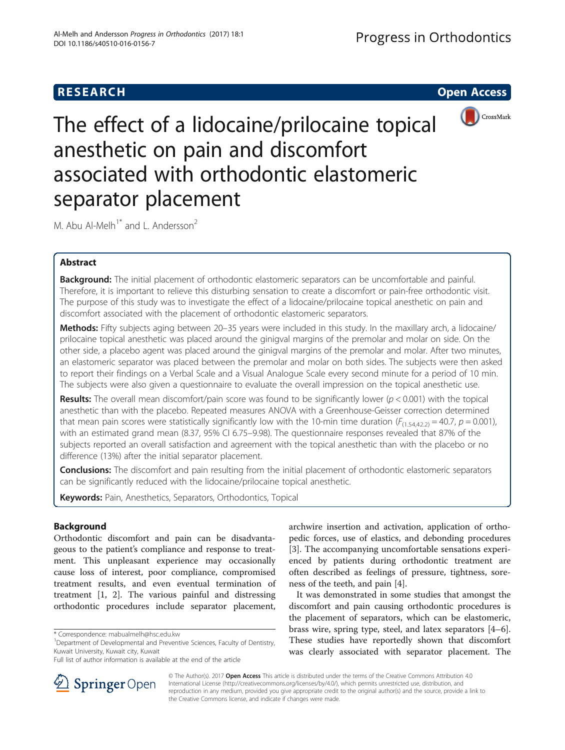RESEARCH Open Access

# The effect of a lidocaine/prilocaine topical anesthetic on pain and discomfort associated with orthodontic elastomeric separator placement

M. Abu Al-Melh[1*] and L. Andersson[2]

## Abstract

**Background:** The initial placement of orthodontic elastomeric separators can be uncomfortable and painful. Therefore, it is important to relieve this disturbing sensation to create a discomfort or pain-free orthodontic visit. The purpose of this study was to investigate the effect of a lidocaine/prilocaine topical anesthetic on pain and discomfort associated with the placement of orthodontic elastomeric separators.

**Methods:** Fifty subjects aging between 20–35 years were included in this study. In the maxillary arch, a lidocaine/prilocaine topical anesthetic was placed around the ginigval margins of the premolar and molar on side. On the other side, a placebo agent was placed around the ginigval margins of the premolar and molar. After two minutes, an elastomeric separator was placed between the premolar and molar on both sides. The subjects were then asked to report their findings on a Verbal Scale and a Visual Analogue Scale every second minute for a period of 10 min. The subjects were also given a questionnaire to evaluate the overall impression on the topical anesthetic use.

**Results:** The overall mean discomfort/pain score was found to be significantly lower ($p < 0.001$) with the topical anesthetic than with the placebo. Repeated measures ANOVA with a Greenhouse-Geisser correction determined that mean pain scores were statistically significantly low with the 10-min time duration ($F_{(1.54,42.2)} = 40.7$, $p = 0.001$), with an estimated grand mean (8.37, 95% CI 6.75–9.98). The questionnaire responses revealed that 87% of the subjects reported an overall satisfaction and agreement with the topical anesthetic than with the placebo or no difference (13%) after the initial separator placement.

**Conclusions:** The discomfort and pain resulting from the initial placement of orthodontic elastomeric separators can be significantly reduced with the lidocaine/prilocaine topical anesthetic.

**Keywords:** Pain, Anesthetics, Separators, Orthodontics, Topical

## Background

Orthodontic discomfort and pain can be disadvantageous to the patient's compliance and response to treatment. This unpleasant experience may occasionally cause loss of interest, poor compliance, compromised treatment results, and even eventual termination of treatment [1, 2]. The various painful and distressing orthodontic procedures include separator placement, archwire insertion and activation, application of orthopedic forces, use of elastics, and debonding procedures [3]. The accompanying uncomfortable sensations experienced by patients during orthodontic treatment are often described as feelings of pressure, tightness, soreness of the teeth, and pain [4].

It was demonstrated in some studies that amongst the discomfort and pain causing orthodontic procedures is the placement of separators, which can be elastomeric, brass wire, spring type, steel, and latex separators [4–6]. These studies have reportedly shown that discomfort was clearly associated with separator placement. The

* Correspondence: mabualmelh@hsc.edu.kw
[1]Department of Developmental and Preventive Sciences, Faculty of Dentistry, Kuwait University, Kuwait city, Kuwait
Full list of author information is available at the end of the article

© The Author(s). 2017 **Open Access** This article is distributed under the terms of the Creative Commons Attribution 4.0 International License (http://creativecommons.org/licenses/by/4.0/), which permits unrestricted use, distribution, and reproduction in any medium, provided you give appropriate credit to the original author(s) and the source, provide a link to the Creative Commons license, and indicate if changes were made.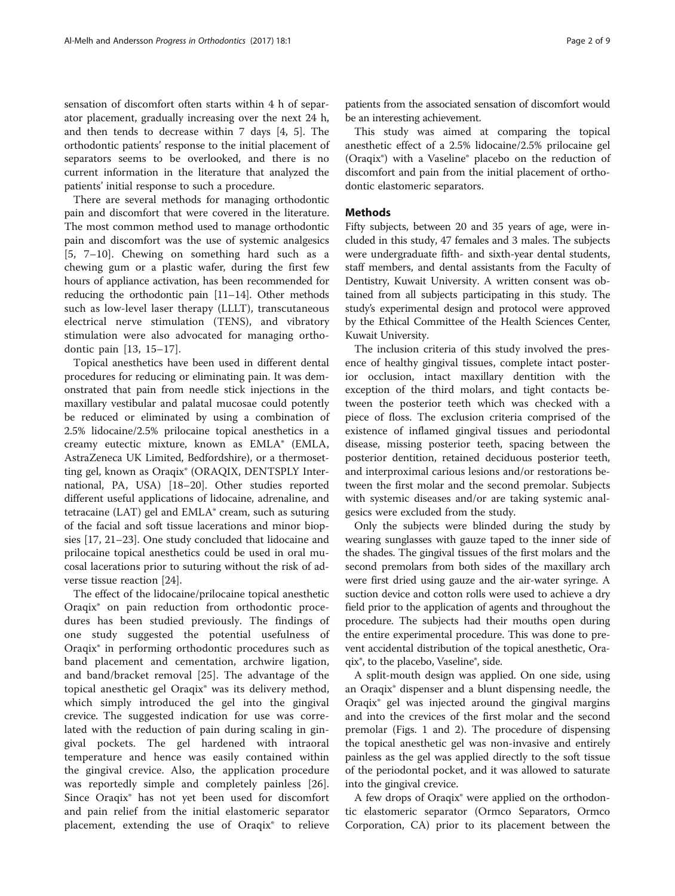sensation of discomfort often starts within 4 h of separator placement, gradually increasing over the next 24 h, and then tends to decrease within 7 days [4, 5]. The orthodontic patients' response to the initial placement of separators seems to be overlooked, and there is no current information in the literature that analyzed the patients' initial response to such a procedure.

There are several methods for managing orthodontic pain and discomfort that were covered in the literature. The most common method used to manage orthodontic pain and discomfort was the use of systemic analgesics [5, 7–10]. Chewing on something hard such as a chewing gum or a plastic wafer, during the first few hours of appliance activation, has been recommended for reducing the orthodontic pain [11–14]. Other methods such as low-level laser therapy (LLLT), transcutaneous electrical nerve stimulation (TENS), and vibratory stimulation were also advocated for managing orthodontic pain [13, 15–17].

Topical anesthetics have been used in different dental procedures for reducing or eliminating pain. It was demonstrated that pain from needle stick injections in the maxillary vestibular and palatal mucosae could potentially be reduced or eliminated by using a combination of 2.5% lidocaine/2.5% prilocaine topical anesthetics in a creamy eutectic mixture, known as EMLA® (EMLA, AstraZeneca UK Limited, Bedfordshire), or a thermosetting gel, known as Oraqix® (ORAQIX, DENTSPLY International, PA, USA) [18–20]. Other studies reported different useful applications of lidocaine, adrenaline, and tetracaine (LAT) gel and EMLA® cream, such as suturing of the facial and soft tissue lacerations and minor biopsies [17, 21–23]. One study concluded that lidocaine and prilocaine topical anesthetics could be used in oral mucosal lacerations prior to suturing without the risk of adverse tissue reaction [24].

The effect of the lidocaine/prilocaine topical anesthetic Oraqix® on pain reduction from orthodontic procedures has been studied previously. The findings of one study suggested the potential usefulness of Oraqix® in performing orthodontic procedures such as band placement and cementation, archwire ligation, and band/bracket removal [25]. The advantage of the topical anesthetic gel Oraqix® was its delivery method, which simply introduced the gel into the gingival crevice. The suggested indication for use was correlated with the reduction of pain during scaling in gingival pockets. The gel hardened with intraoral temperature and hence was easily contained within the gingival crevice. Also, the application procedure was reportedly simple and completely painless [26]. Since Oraqix® has not yet been used for discomfort and pain relief from the initial elastomeric separator placement, extending the use of Oraqix® to relieve patients from the associated sensation of discomfort would be an interesting achievement.

This study was aimed at comparing the topical anesthetic effect of a 2.5% lidocaine/2.5% prilocaine gel (Oraqix®) with a Vaseline® placebo on the reduction of discomfort and pain from the initial placement of orthodontic elastomeric separators.

## Methods

Fifty subjects, between 20 and 35 years of age, were included in this study, 47 females and 3 males. The subjects were undergraduate fifth- and sixth-year dental students, staff members, and dental assistants from the Faculty of Dentistry, Kuwait University. A written consent was obtained from all subjects participating in this study. The study's experimental design and protocol were approved by the Ethical Committee of the Health Sciences Center, Kuwait University.

The inclusion criteria of this study involved the presence of healthy gingival tissues, complete intact posterior occlusion, intact maxillary dentition with the exception of the third molars, and tight contacts between the posterior teeth which was checked with a piece of floss. The exclusion criteria comprised of the existence of inflamed gingival tissues and periodontal disease, missing posterior teeth, spacing between the posterior dentition, retained deciduous posterior teeth, and interproximal carious lesions and/or restorations between the first molar and the second premolar. Subjects with systemic diseases and/or are taking systemic analgesics were excluded from the study.

Only the subjects were blinded during the study by wearing sunglasses with gauze taped to the inner side of the shades. The gingival tissues of the first molars and the second premolars from both sides of the maxillary arch were first dried using gauze and the air-water syringe. A suction device and cotton rolls were used to achieve a dry field prior to the application of agents and throughout the procedure. The subjects had their mouths open during the entire experimental procedure. This was done to prevent accidental distribution of the topical anesthetic, Oraqix®, to the placebo, Vaseline®, side.

A split-mouth design was applied. On one side, using an Oraqix® dispenser and a blunt dispensing needle, the Oraqix® gel was injected around the gingival margins and into the crevices of the first molar and the second premolar (Figs. 1 and 2). The procedure of dispensing the topical anesthetic gel was non-invasive and entirely painless as the gel was applied directly to the soft tissue of the periodontal pocket, and it was allowed to saturate into the gingival crevice.

A few drops of Oraqix® were applied on the orthodontic elastomeric separator (Ormco Separators, Ormco Corporation, CA) prior to its placement between the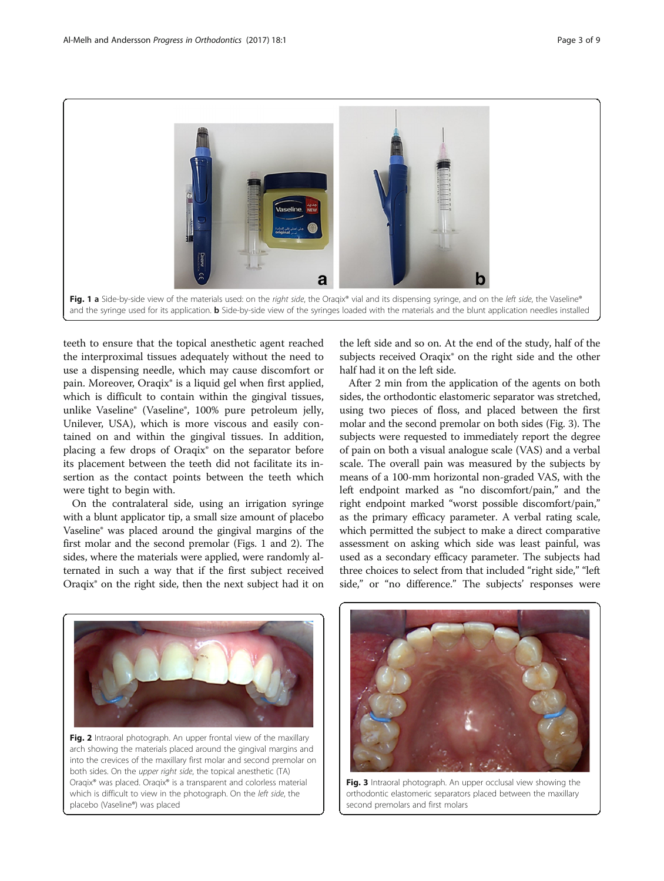Fig. 1 **a** Side-by-side view of the materials used: on the *right side*, the Oraqix® vial and its dispensing syringe, and on the *left side*, the Vaseline® and the syringe used for its application. **b** Side-by-side view of the syringes loaded with the materials and the blunt application needles installed

teeth to ensure that the topical anesthetic agent reached the interproximal tissues adequately without the need to use a dispensing needle, which may cause discomfort or pain. Moreover, Oraqix® is a liquid gel when first applied, which is difficult to contain within the gingival tissues, unlike Vaseline® (Vaseline®, 100% pure petroleum jelly, Unilever, USA), which is more viscous and easily contained on and within the gingival tissues. In addition, placing a few drops of Oraqix® on the separator before its placement between the teeth did not facilitate its insertion as the contact points between the teeth which were tight to begin with.

On the contralateral side, using an irrigation syringe with a blunt applicator tip, a small size amount of placebo Vaseline® was placed around the gingival margins of the first molar and the second premolar (Figs. 1 and 2). The sides, where the materials were applied, were randomly alternated in such a way that if the first subject received Oraqix® on the right side, then the next subject had it on the left side and so on. At the end of the study, half of the subjects received Oraqix® on the right side and the other half had it on the left side.

After 2 min from the application of the agents on both sides, the orthodontic elastomeric separator was stretched, using two pieces of floss, and placed between the first molar and the second premolar on both sides (Fig. 3). The subjects were requested to immediately report the degree of pain on both a visual analogue scale (VAS) and a verbal scale. The overall pain was measured by the subjects by means of a 100-mm horizontal non-graded VAS, with the left endpoint marked as "no discomfort/pain," and the right endpoint marked "worst possible discomfort/pain," as the primary efficacy parameter. A verbal rating scale, which permitted the subject to make a direct comparative assessment on asking which side was least painful, was used as a secondary efficacy parameter. The subjects had three choices to select from that included "right side," "left side," or "no difference." The subjects' responses were

Fig. 2 Intraoral photograph. An upper frontal view of the maxillary arch showing the materials placed around the gingival margins and into the crevices of the maxillary first molar and second premolar on both sides. On the *upper right side*, the topical anesthetic (TA) Oraqix® was placed. Oraqix® is a transparent and colorless material which is difficult to view in the photograph. On the *left side*, the placebo (Vaseline®) was placed

Fig. 3 Intraoral photograph. An upper occlusal view showing the orthodontic elastomeric separators placed between the maxillary second premolars and first molars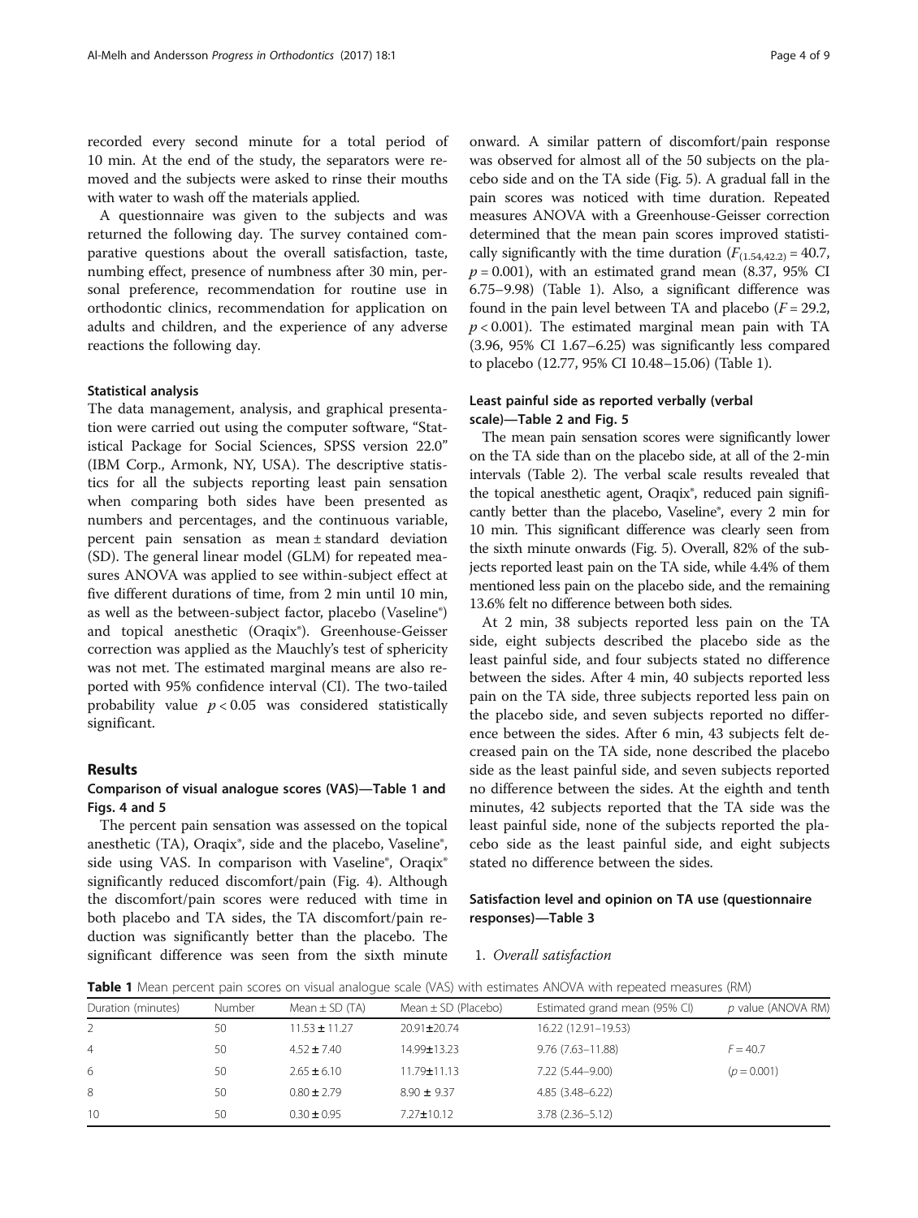recorded every second minute for a total period of 10 min. At the end of the study, the separators were removed and the subjects were asked to rinse their mouths with water to wash off the materials applied.

A questionnaire was given to the subjects and was returned the following day. The survey contained comparative questions about the overall satisfaction, taste, numbing effect, presence of numbness after 30 min, personal preference, recommendation for routine use in orthodontic clinics, recommendation for application on adults and children, and the experience of any adverse reactions the following day.

### Statistical analysis

The data management, analysis, and graphical presentation were carried out using the computer software, "Statistical Package for Social Sciences, SPSS version 22.0" (IBM Corp., Armonk, NY, USA). The descriptive statistics for all the subjects reporting least pain sensation when comparing both sides have been presented as numbers and percentages, and the continuous variable, percent pain sensation as mean ± standard deviation (SD). The general linear model (GLM) for repeated measures ANOVA was applied to see within-subject effect at five different durations of time, from 2 min until 10 min, as well as the between-subject factor, placebo (Vaseline®) and topical anesthetic (Oraqix®). Greenhouse-Geisser correction was applied as the Mauchly's test of sphericity was not met. The estimated marginal means are also reported with 95% confidence interval (CI). The two-tailed probability value $p < 0.05$ was considered statistically significant.

## Results

### Comparison of visual analogue scores (VAS)—Table 1 and Figs. 4 and 5

The percent pain sensation was assessed on the topical anesthetic (TA), Oraqix®, side and the placebo, Vaseline®, side using VAS. In comparison with Vaseline®, Oraqix® significantly reduced discomfort/pain (Fig. 4). Although the discomfort/pain scores were reduced with time in both placebo and TA sides, the TA discomfort/pain reduction was significantly better than the placebo. The significant difference was seen from the sixth minute onward. A similar pattern of discomfort/pain response was observed for almost all of the 50 subjects on the placebo side and on the TA side (Fig. 5). A gradual fall in the pain scores was noticed with time duration. Repeated measures ANOVA with a Greenhouse-Geisser correction determined that the mean pain scores improved statistically significantly with the time duration ($F_{(1.54,42.2)} = 40.7$, $p = 0.001$), with an estimated grand mean (8.37, 95% CI 6.75–9.98) (Table 1). Also, a significant difference was found in the pain level between TA and placebo ($F = 29.2$, $p < 0.001$). The estimated marginal mean pain with TA (3.96, 95% CI 1.67–6.25) was significantly less compared to placebo (12.77, 95% CI 10.48–15.06) (Table 1).

### Least painful side as reported verbally (verbal scale)—Table 2 and Fig. 5

The mean pain sensation scores were significantly lower on the TA side than on the placebo side, at all of the 2-min intervals (Table 2). The verbal scale results revealed that the topical anesthetic agent, Oraqix®, reduced pain significantly better than the placebo, Vaseline®, every 2 min for 10 min. This significant difference was clearly seen from the sixth minute onwards (Fig. 5). Overall, 82% of the subjects reported least pain on the TA side, while 4.4% of them mentioned less pain on the placebo side, and the remaining 13.6% felt no difference between both sides.

At 2 min, 38 subjects reported less pain on the TA side, eight subjects described the placebo side as the least painful side, and four subjects stated no difference between the sides. After 4 min, 40 subjects reported less pain on the TA side, three subjects reported less pain on the placebo side, and seven subjects reported no difference between the sides. After 6 min, 43 subjects felt decreased pain on the TA side, none described the placebo side as the least painful side, and seven subjects reported no difference between the sides. At the eighth and tenth minutes, 42 subjects reported that the TA side was the least painful side, none of the subjects reported the placebo side as the least painful side, and eight subjects stated no difference between the sides.

### Satisfaction level and opinion on TA use (questionnaire responses)—Table 3

1. *Overall satisfaction*

**Table 1** Mean percent pain scores on visual analogue scale (VAS) with estimates ANOVA with repeated measures (RM)

| Duration (minutes) | Number | Mean ± SD (TA) | Mean ± SD (Placebo) | Estimated grand mean (95% CI) | *p* value (ANOVA RM) |
|---|---|---|---|---|---|
| 2 | 50 | 11.53 ± 11.27 | 20.91±20.74 | 16.22 (12.91–19.53) | |
| 4 | 50 | 4.52 ± 7.40 | 14.99±13.23 | 9.76 (7.63–11.88) | $F = 40.7$ |
| 6 | 50 | 2.65 ± 6.10 | 11.79±11.13 | 7.22 (5.44–9.00) | ($p = 0.001$) |
| 8 | 50 | 0.80 ± 2.79 | 8.90 ± 9.37 | 4.85 (3.48–6.22) | |
| 10 | 50 | 0.30 ± 0.95 | 7.27±10.12 | 3.78 (2.36–5.12) | |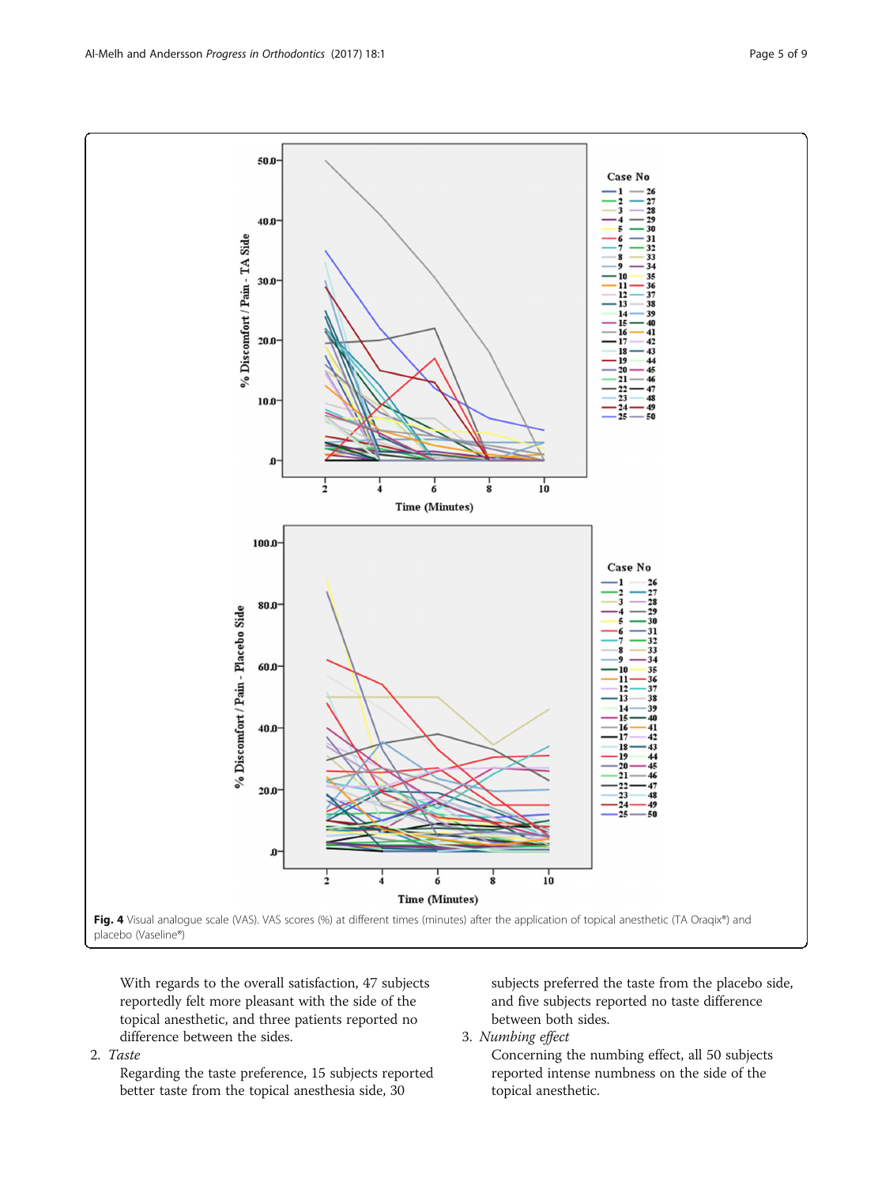Fig. 4 Visual analogue scale (VAS). VAS scores (%) at different times (minutes) after the application of topical anesthetic (TA Oraqix®) and placebo (Vaseline®)

With regards to the overall satisfaction, 47 subjects reportedly felt more pleasant with the side of the topical anesthetic, and three patients reported no difference between the sides.

2. *Taste*

   Regarding the taste preference, 15 subjects reported better taste from the topical anesthesia side, 30 subjects preferred the taste from the placebo side, and five subjects reported no taste difference between both sides.

3. *Numbing effect*

   Concerning the numbing effect, all 50 subjects reported intense numbness on the side of the topical anesthetic.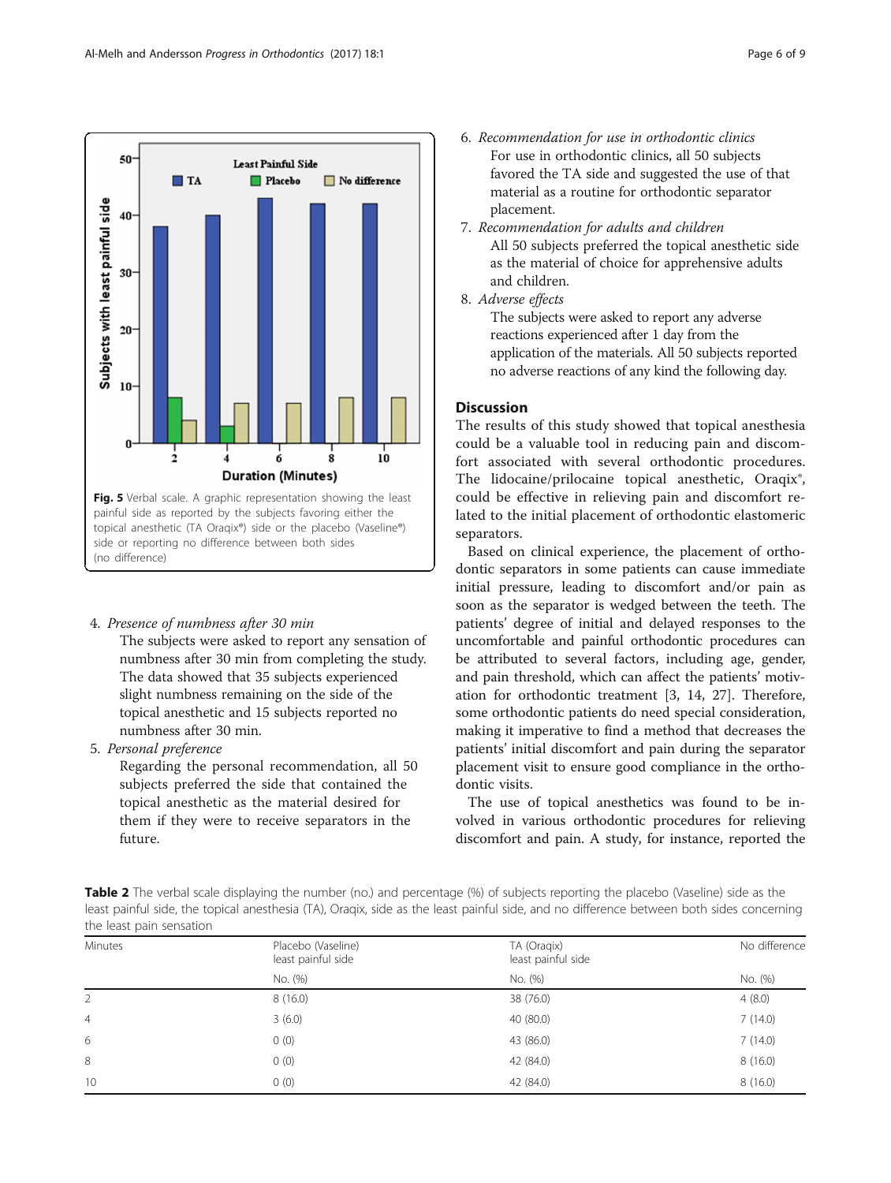Fig. 5 Verbal scale. A graphic representation showing the least painful side as reported by the subjects favoring either the topical anesthetic (TA Oraqix®) side or the placebo (Vaseline®) side or reporting no difference between both sides (no difference)

4. *Presence of numbness after 30 min*
   The subjects were asked to report any sensation of numbness after 30 min from completing the study. The data showed that 35 subjects experienced slight numbness remaining on the side of the topical anesthetic and 15 subjects reported no numbness after 30 min.
5. *Personal preference*
   Regarding the personal recommendation, all 50 subjects preferred the side that contained the topical anesthetic as the material desired for them if they were to receive separators in the future.
6. *Recommendation for use in orthodontic clinics*
   For use in orthodontic clinics, all 50 subjects favored the TA side and suggested the use of that material as a routine for orthodontic separator placement.
7. *Recommendation for adults and children*
   All 50 subjects preferred the topical anesthetic side as the material of choice for apprehensive adults and children.
8. *Adverse effects*
   The subjects were asked to report any adverse reactions experienced after 1 day from the application of the materials. All 50 subjects reported no adverse reactions of any kind the following day.

## Discussion

The results of this study showed that topical anesthesia could be a valuable tool in reducing pain and discomfort associated with several orthodontic procedures. The lidocaine/prilocaine topical anesthetic, Oraqix®, could be effective in relieving pain and discomfort related to the initial placement of orthodontic elastomeric separators.

Based on clinical experience, the placement of orthodontic separators in some patients can cause immediate initial pressure, leading to discomfort and/or pain as soon as the separator is wedged between the teeth. The patients' degree of initial and delayed responses to the uncomfortable and painful orthodontic procedures can be attributed to several factors, including age, gender, and pain threshold, which can affect the patients' motivation for orthodontic treatment [3, 14, 27]. Therefore, some orthodontic patients do need special consideration, making it imperative to find a method that decreases the patients' initial discomfort and pain during the separator placement visit to ensure good compliance in the orthodontic visits.

The use of topical anesthetics was found to be involved in various orthodontic procedures for relieving discomfort and pain. A study, for instance, reported the

**Table 2** The verbal scale displaying the number (no.) and percentage (%) of subjects reporting the placebo (Vaseline) side as the least painful side, the topical anesthesia (TA), Oraqix, side as the least painful side, and no difference between both sides concerning the least pain sensation

| Minutes | Placebo (Vaseline) least painful side | TA (Oraqix) least painful side | No difference |
|---|---|---|---|
| | No. (%) | No. (%) | No. (%) |
| 2 | 8 (16.0) | 38 (76.0) | 4 (8.0) |
| 4 | 3 (6.0) | 40 (80.0) | 7 (14.0) |
| 6 | 0 (0) | 43 (86.0) | 7 (14.0) |
| 8 | 0 (0) | 42 (84.0) | 8 (16.0) |
| 10 | 0 (0) | 42 (84.0) | 8 (16.0) |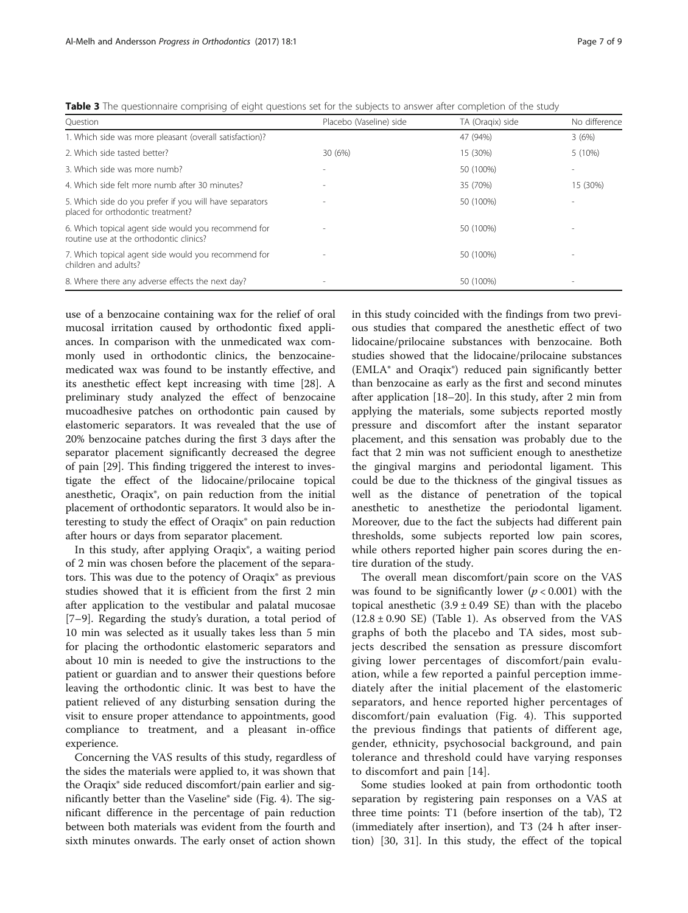**Table 3** The questionnaire comprising of eight questions set for the subjects to answer after completion of the study

| Question | Placebo (Vaseline) side | TA (Oraqix) side | No difference |
|---|---|---|---|
| 1. Which side was more pleasant (overall satisfaction)? | | 47 (94%) | 3 (6%) |
| 2. Which side tasted better? | 30 (6%) | 15 (30%) | 5 (10%) |
| 3. Which side was more numb? | - | 50 (100%) | - |
| 4. Which side felt more numb after 30 minutes? | - | 35 (70%) | 15 (30%) |
| 5. Which side do you prefer if you will have separators placed for orthodontic treatment? | - | 50 (100%) | - |
| 6. Which topical agent side would you recommend for routine use at the orthodontic clinics? | - | 50 (100%) | - |
| 7. Which topical agent side would you recommend for children and adults? | - | 50 (100%) | - |
| 8. Where there any adverse effects the next day? | - | 50 (100%) | - |

use of a benzocaine containing wax for the relief of oral mucosal irritation caused by orthodontic fixed appliances. In comparison with the unmedicated wax commonly used in orthodontic clinics, the benzocaine-medicated wax was found to be instantly effective, and its anesthetic effect kept increasing with time [28]. A preliminary study analyzed the effect of benzocaine mucoadhesive patches on orthodontic pain caused by elastomeric separators. It was revealed that the use of 20% benzocaine patches during the first 3 days after the separator placement significantly decreased the degree of pain [29]. This finding triggered the interest to investigate the effect of the lidocaine/prilocaine topical anesthetic, Oraqix®, on pain reduction from the initial placement of orthodontic separators. It would also be interesting to study the effect of Oraqix® on pain reduction after hours or days from separator placement.

In this study, after applying Oraqix®, a waiting period of 2 min was chosen before the placement of the separators. This was due to the potency of Oraqix® as previous studies showed that it is efficient from the first 2 min after application to the vestibular and palatal mucosae [7–9]. Regarding the study's duration, a total period of 10 min was selected as it usually takes less than 5 min for placing the orthodontic elastomeric separators and about 10 min is needed to give the instructions to the patient or guardian and to answer their questions before leaving the orthodontic clinic. It was best to have the patient relieved of any disturbing sensation during the visit to ensure proper attendance to appointments, good compliance to treatment, and a pleasant in-office experience.

Concerning the VAS results of this study, regardless of the sides the materials were applied to, it was shown that the Oraqix® side reduced discomfort/pain earlier and significantly better than the Vaseline® side (Fig. 4). The significant difference in the percentage of pain reduction between both materials was evident from the fourth and sixth minutes onwards. The early onset of action shown in this study coincided with the findings from two previous studies that compared the anesthetic effect of two lidocaine/prilocaine substances with benzocaine. Both studies showed that the lidocaine/prilocaine substances (EMLA® and Oraqix®) reduced pain significantly better than benzocaine as early as the first and second minutes after application [18–20]. In this study, after 2 min from applying the materials, some subjects reported mostly pressure and discomfort after the instant separator placement, and this sensation was probably due to the fact that 2 min was not sufficient enough to anesthetize the gingival margins and periodontal ligament. This could be due to the thickness of the gingival tissues as well as the distance of penetration of the topical anesthetic to anesthetize the periodontal ligament. Moreover, due to the fact the subjects had different pain thresholds, some subjects reported low pain scores, while others reported higher pain scores during the entire duration of the study.

The overall mean discomfort/pain score on the VAS was found to be significantly lower ($p < 0.001$) with the topical anesthetic ($3.9 \pm 0.49$ SE) than with the placebo ($12.8 \pm 0.90$ SE) (Table 1). As observed from the VAS graphs of both the placebo and TA sides, most subjects described the sensation as pressure discomfort giving lower percentages of discomfort/pain evaluation, while a few reported a painful perception immediately after the initial placement of the elastomeric separators, and hence reported higher percentages of discomfort/pain evaluation (Fig. 4). This supported the previous findings that patients of different age, gender, ethnicity, psychosocial background, and pain tolerance and threshold could have varying responses to discomfort and pain [14].

Some studies looked at pain from orthodontic tooth separation by registering pain responses on a VAS at three time points: T1 (before insertion of the tab), T2 (immediately after insertion), and T3 (24 h after insertion) [30, 31]. In this study, the effect of the topical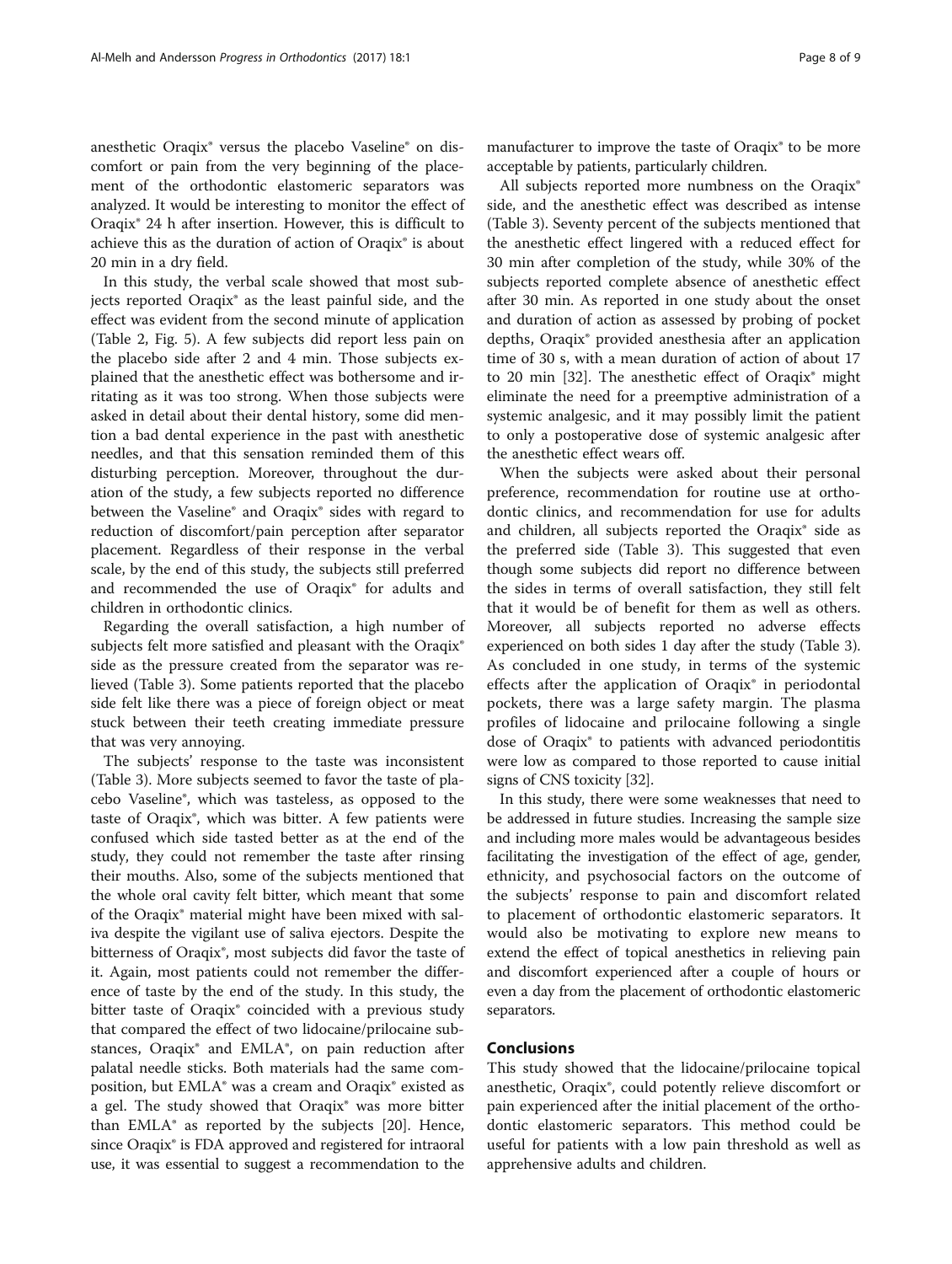anesthetic Oraqix® versus the placebo Vaseline® on discomfort or pain from the very beginning of the placement of the orthodontic elastomeric separators was analyzed. It would be interesting to monitor the effect of Oraqix® 24 h after insertion. However, this is difficult to achieve this as the duration of action of Oraqix® is about 20 min in a dry field.

In this study, the verbal scale showed that most subjects reported Oraqix® as the least painful side, and the effect was evident from the second minute of application (Table 2, Fig. 5). A few subjects did report less pain on the placebo side after 2 and 4 min. Those subjects explained that the anesthetic effect was bothersome and irritating as it was too strong. When those subjects were asked in detail about their dental history, some did mention a bad dental experience in the past with anesthetic needles, and that this sensation reminded them of this disturbing perception. Moreover, throughout the duration of the study, a few subjects reported no difference between the Vaseline® and Oraqix® sides with regard to reduction of discomfort/pain perception after separator placement. Regardless of their response in the verbal scale, by the end of this study, the subjects still preferred and recommended the use of Oraqix® for adults and children in orthodontic clinics.

Regarding the overall satisfaction, a high number of subjects felt more satisfied and pleasant with the Oraqix® side as the pressure created from the separator was relieved (Table 3). Some patients reported that the placebo side felt like there was a piece of foreign object or meat stuck between their teeth creating immediate pressure that was very annoying.

The subjects' response to the taste was inconsistent (Table 3). More subjects seemed to favor the taste of placebo Vaseline®, which was tasteless, as opposed to the taste of Oraqix®, which was bitter. A few patients were confused which side tasted better as at the end of the study, they could not remember the taste after rinsing their mouths. Also, some of the subjects mentioned that the whole oral cavity felt bitter, which meant that some of the Oraqix® material might have been mixed with saliva despite the vigilant use of saliva ejectors. Despite the bitterness of Oraqix®, most subjects did favor the taste of it. Again, most patients could not remember the difference of taste by the end of the study. In this study, the bitter taste of Oraqix® coincided with a previous study that compared the effect of two lidocaine/prilocaine substances, Oraqix® and EMLA®, on pain reduction after palatal needle sticks. Both materials had the same composition, but EMLA® was a cream and Oraqix® existed as a gel. The study showed that Oraqix® was more bitter than EMLA® as reported by the subjects [20]. Hence, since Oraqix® is FDA approved and registered for intraoral use, it was essential to suggest a recommendation to the manufacturer to improve the taste of Oraqix® to be more acceptable by patients, particularly children.

All subjects reported more numbness on the Oraqix® side, and the anesthetic effect was described as intense (Table 3). Seventy percent of the subjects mentioned that the anesthetic effect lingered with a reduced effect for 30 min after completion of the study, while 30% of the subjects reported complete absence of anesthetic effect after 30 min. As reported in one study about the onset and duration of action as assessed by probing of pocket depths, Oraqix® provided anesthesia after an application time of 30 s, with a mean duration of action of about 17 to 20 min [32]. The anesthetic effect of Oraqix® might eliminate the need for a preemptive administration of a systemic analgesic, and it may possibly limit the patient to only a postoperative dose of systemic analgesic after the anesthetic effect wears off.

When the subjects were asked about their personal preference, recommendation for routine use at orthodontic clinics, and recommendation for use for adults and children, all subjects reported the Oraqix® side as the preferred side (Table 3). This suggested that even though some subjects did report no difference between the sides in terms of overall satisfaction, they still felt that it would be of benefit for them as well as others. Moreover, all subjects reported no adverse effects experienced on both sides 1 day after the study (Table 3). As concluded in one study, in terms of the systemic effects after the application of Oraqix® in periodontal pockets, there was a large safety margin. The plasma profiles of lidocaine and prilocaine following a single dose of Oraqix® to patients with advanced periodontitis were low as compared to those reported to cause initial signs of CNS toxicity [32].

In this study, there were some weaknesses that need to be addressed in future studies. Increasing the sample size and including more males would be advantageous besides facilitating the investigation of the effect of age, gender, ethnicity, and psychosocial factors on the outcome of the subjects' response to pain and discomfort related to placement of orthodontic elastomeric separators. It would also be motivating to explore new means to extend the effect of topical anesthetics in relieving pain and discomfort experienced after a couple of hours or even a day from the placement of orthodontic elastomeric separators.

## Conclusions

This study showed that the lidocaine/prilocaine topical anesthetic, Oraqix®, could potently relieve discomfort or pain experienced after the initial placement of the orthodontic elastomeric separators. This method could be useful for patients with a low pain threshold as well as apprehensive adults and children.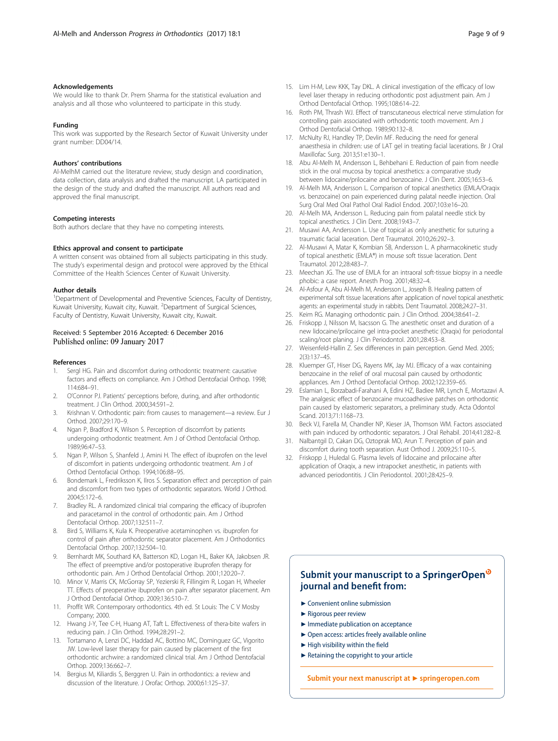### Acknowledgements

We would like to thank Dr. Prem Sharma for the statistical evaluation and analysis and all those who volunteered to participate in this study.

### Funding

This work was supported by the Research Sector of Kuwait University under grant number: DD04/14.

### Authors' contributions

Al-MelhM carried out the literature review, study design and coordination, data collection, data analysis and drafted the manuscript. LA participated in the design of the study and drafted the manuscript. All authors read and approved the final manuscript.

### Competing interests

Both authors declare that they have no competing interests.

### Ethics approval and consent to participate

A written consent was obtained from all subjects participating in this study. The study's experimental design and protocol were approved by the Ethical Committee of the Health Sciences Center of Kuwait University.

### Author details

[1]Department of Developmental and Preventive Sciences, Faculty of Dentistry, Kuwait University, Kuwait city, Kuwait. [2]Department of Surgical Sciences, Faculty of Dentistry, Kuwait University, Kuwait city, Kuwait.

Received: 5 September 2016 Accepted: 6 December 2016
Published online: 09 January 2017

### References

1. Sergl HG. Pain and discomfort during orthodontic treatment: causative factors and effects on compliance. Am J Orthod Dentofacial Orthop. 1998; 114:684–91.
2. O'Connor PJ. Patients' perceptions before, during, and after orthodontic treatment. J Clin Orthod. 2000;34:591–2.
3. Krishnan V. Orthodontic pain: from causes to management—a review. Eur J Orthod. 2007;29:170–9.
4. Ngan P, Bradford K, Wilson S. Perception of discomfort by patients undergoing orthodontic treatment. Am J of Orthod Dentofacial Orthop. 1989;96:47–53.
5. Ngan P, Wilson S, Shanfeld J, Amini H. The effect of ibuprofen on the level of discomfort in patients undergoing orthodontic treatment. Am J of Orthod Dentofacial Orthop. 1994;106:88–95.
6. Bondemark L, Fredriksson K, Ilros S. Separation effect and perception of pain and discomfort from two types of orthodontic separators. World J Orthod. 2004;5:172–6.
7. Bradley RL. A randomized clinical trial comparing the efficacy of ibuprofen and paracetamol in the control of orthodontic pain. Am J Orthod Dentofacial Orthop. 2007;132:511–7.
8. Bird S, Williams K, Kula K. Preoperative acetaminophen vs. ibuprofen for control of pain after orthodontic separator placement. Am J Orthodontics Dentofacial Orthop. 2007;132:504–10.
9. Bernhardt MK, Southard KA, Batterson KD, Logan HL, Baker KA, Jakobsen JR. The effect of preemptive and/or postoperative ibuprofen therapy for orthodontic pain. Am J Orthod Dentofacial Orthop. 2001;120:20–7.
10. Minor V, Marris CK, McGorray SP, Yezierski R, Fillingim R, Logan H, Wheeler TT. Effects of preoperative ibuprofen on pain after separator placement. Am J Orthod Dentofacial Orthop. 2009;136:510–7.
11. Proffit WR. Contemporary orthodontics. 4th ed. St Louis: The C V Mosby Company; 2000.
12. Hwang J-Y, Tee C-H, Huang AT, Taft L. Effectiveness of thera-bite wafers in reducing pain. J Clin Orthod. 1994;28:291–2.
13. Tortamano A, Lenzi DC, Haddad AC, Bottino MC, Dominguez GC, Vigorito JW. Low-level laser therapy for pain caused by placement of the first orthodontic archwire: a randomized clinical trial. Am J Orthod Dentofacial Orthop. 2009;136:662–7.
14. Bergius M, Kiliardis S, Berggren U. Pain in orthodontics: a review and discussion of the literature. J Orofac Orthop. 2000;61:125–37.
15. Lim H-M, Lew KKK, Tay DKL. A clinical investigation of the efficacy of low level laser therapy in reducing orthodontic post adjustment pain. Am J Orthod Dentofacial Orthop. 1995;108:614–22.
16. Roth PM, Thrash WJ. Effect of transcutaneous electrical nerve stimulation for controlling pain associated with orthodontic tooth movement. Am J Orthod Dentofacial Orthop. 1989;90:132–8.
17. McNulty RJ, Handley TP, Devlin MF. Reducing the need for general anaesthesia in children: use of LAT gel in treating facial lacerations. Br J Oral Maxillofac Surg. 2013;51:e130–1.
18. Abu Al-Melh M, Andersson L, Behbehani E. Reduction of pain from needle stick in the oral mucosa by topical anesthetics: a comparative study between lidocaine/prilocaine and benzocaine. J Clin Dent. 2005;16:53–6.
19. Al-Melh MA, Andersson L. Comparison of topical anesthetics (EMLA/Oraqix vs. benzocaine) on pain experienced during palatal needle injection. Oral Surg Oral Med Oral Pathol Oral Radiol Endod. 2007;103:e16–20.
20. Al-Melh MA, Andersson L. Reducing pain from palatal needle stick by topical anesthetics. J Clin Dent. 2008;19:43–7.
21. Musawi AA, Andersson L. Use of topical as only anesthetic for suturing a traumatic facial laceration. Dent Traumatol. 2010;26:292–3.
22. Al-Musawi A, Matar K, Kombian SB, Andersson L. A pharmacokinetic study of topical anesthetic (EMLA®) in mouse soft tissue laceration. Dent Traumatol. 2012;28:483–7.
23. Meechan JG. The use of EMLA for an intraoral soft-tissue biopsy in a needle phobic: a case report. Anesth Prog. 2001;48:32–4.
24. Al-Asfour A, Abu Al-Melh M, Andersson L, Joseph B. Healing pattern of experimental soft tissue lacerations after application of novel topical anesthetic agents: an experimental study in rabbits. Dent Traumatol. 2008;24:27–31.
25. Keim RG. Managing orthodontic pain. J Clin Orthod. 2004;38:641–2.
26. Friskopp J, Nilsson M, Isacsson G. The anesthetic onset and duration of a new lidocaine/prilocaine gel intra-pocket anesthetic (Oraqix) for periodontal scaling/root planing. J Clin Periodontol. 2001;28:453–8.
27. Weisenfeld-Hallin Z. Sex differences in pain perception. Gend Med. 2005; 2(3):137–45.
28. Kluemper GT, Hiser DG, Rayens MK, Jay MJ. Efficacy of a wax containing benzocaine in the relief of oral mucosal pain caused by orthodontic appliances. Am J Orthod Dentofacial Orthop. 2002;122:359–65.
29. Eslamian L, Borzabadi-Farahani A, Edini HZ, Badiee MR, Lynch E, Mortazavi A. The analgesic effect of benzocaine mucoadhesive patches on orthodontic pain caused by elastomeric separators, a preliminary study. Acta Odontol Scand. 2013;71:1168–73.
30. Beck VJ, Farella M, Chandler NP, Kieser JA, Thomson WM. Factors associated with pain induced by orthodontic separators. J Oral Rehabil. 2014;41:282–8.
31. Nalbantgil D, Cakan DG, Oztoprak MO, Arun T. Perception of pain and discomfort during tooth separation. Aust Orthod J. 2009;25:110–5.
32. Friskopp J, Huledal G. Plasma levels of lidocaine and prilocaine after application of Oraqix, a new intrapocket anesthetic, in patients with advanced periodontitis. J Clin Periodontol. 2001;28:425–9.